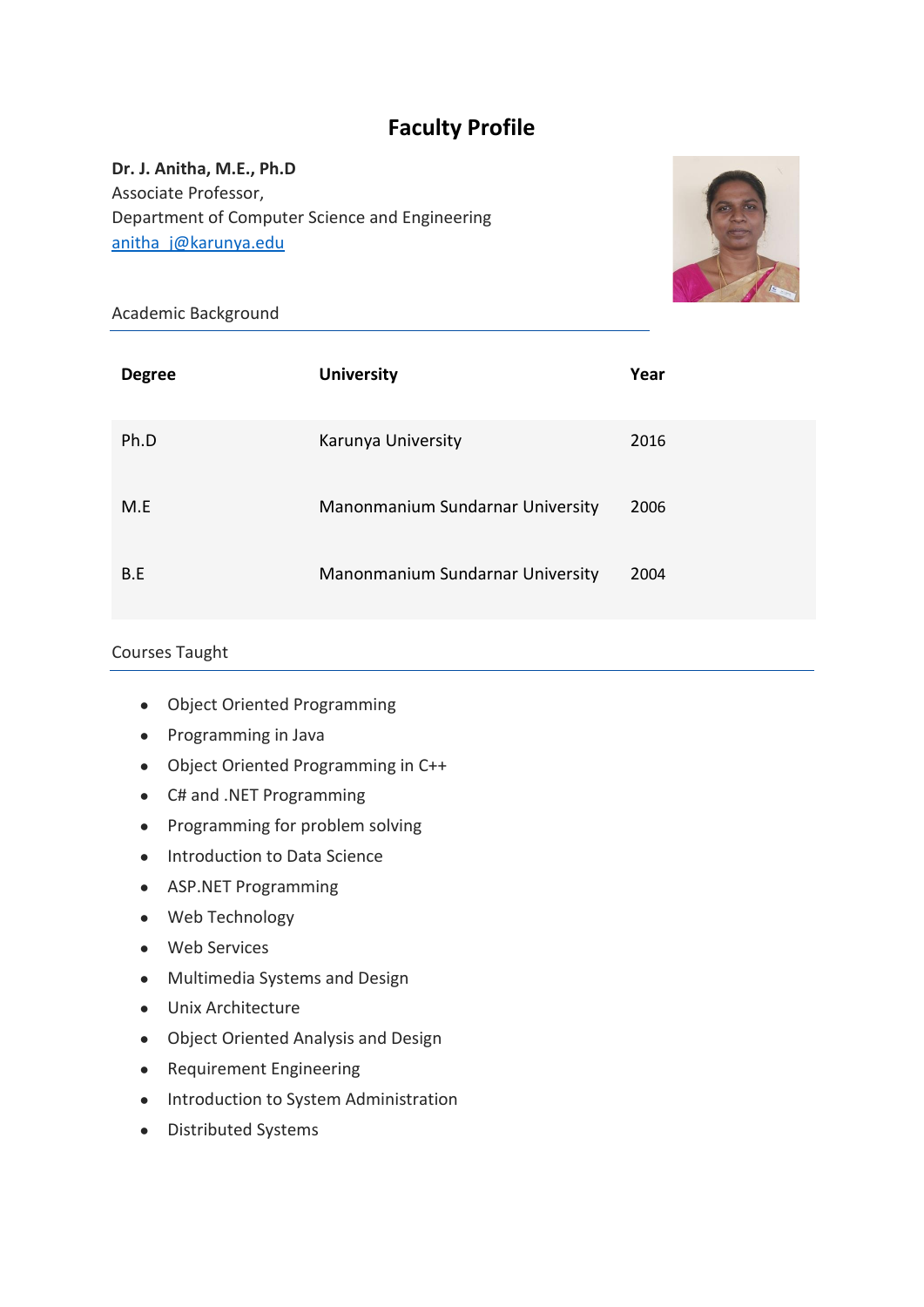# Faculty Profile

**Dr. J. Anitha, M.E., Ph.D**
Associate Professor,
Department of Computer Science and Engineering
anitha_j@karunya.edu

## Academic Background

| Degree | University | Year |
|---|---|---|
| Ph.D | Karunya University | 2016 |
| M.E | Manonmanium Sundarnar University | 2006 |
| B.E | Manonmanium Sundarnar University | 2004 |

## Courses Taught

- Object Oriented Programming
- Programming in Java
- Object Oriented Programming in C++
- C# and .NET Programming
- Programming for problem solving
- Introduction to Data Science
- ASP.NET Programming
- Web Technology
- Web Services
- Multimedia Systems and Design
- Unix Architecture
- Object Oriented Analysis and Design
- Requirement Engineering
- Introduction to System Administration
- Distributed Systems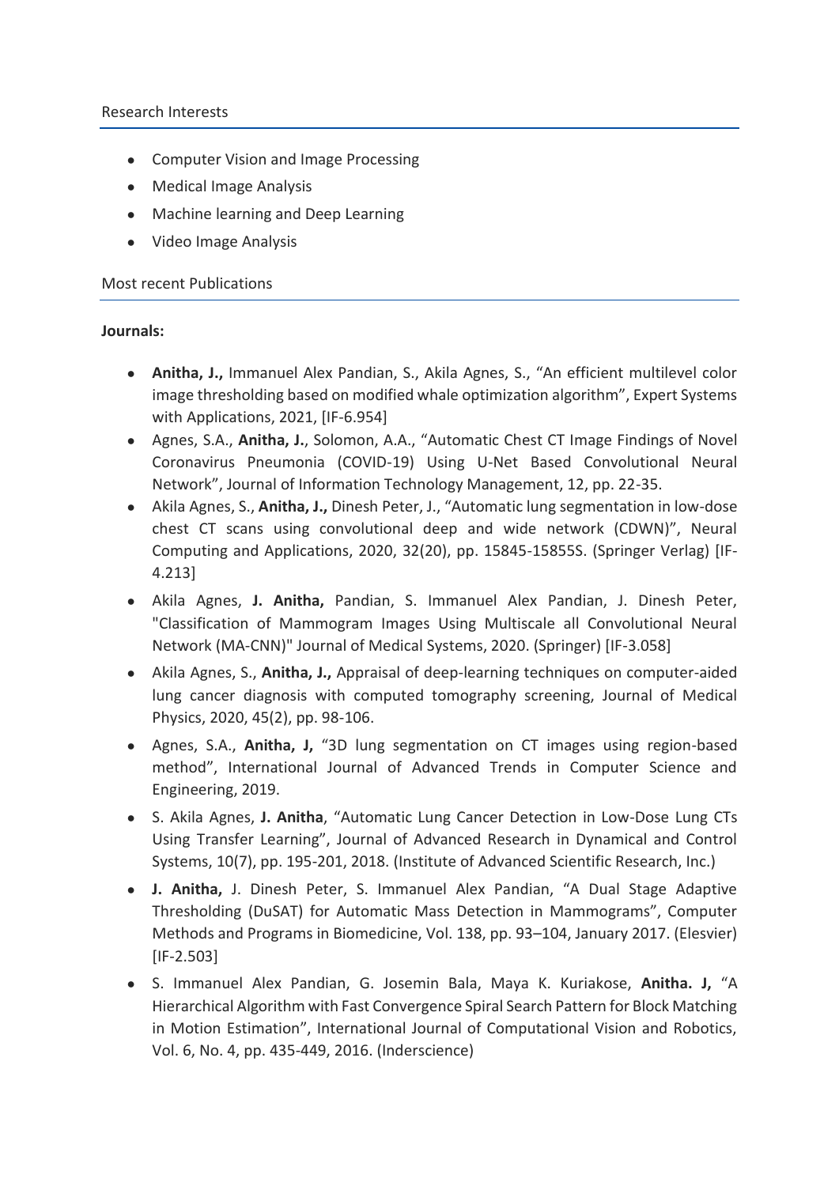## Research Interests

- Computer Vision and Image Processing
- Medical Image Analysis
- Machine learning and Deep Learning
- Video Image Analysis

## Most recent Publications

**Journals:**

- **Anitha, J.,** Immanuel Alex Pandian, S., Akila Agnes, S., "An efficient multilevel color image thresholding based on modified whale optimization algorithm", Expert Systems with Applications, 2021, [IF-6.954]
- Agnes, S.A., **Anitha, J.**, Solomon, A.A., "Automatic Chest CT Image Findings of Novel Coronavirus Pneumonia (COVID-19) Using U-Net Based Convolutional Neural Network", Journal of Information Technology Management, 12, pp. 22-35.
- Akila Agnes, S., **Anitha, J.,** Dinesh Peter, J., "Automatic lung segmentation in low-dose chest CT scans using convolutional deep and wide network (CDWN)", Neural Computing and Applications, 2020, 32(20), pp. 15845-15855S. (Springer Verlag) [IF-4.213]
- Akila Agnes, **J. Anitha,** Pandian, S. Immanuel Alex Pandian, J. Dinesh Peter, "Classification of Mammogram Images Using Multiscale all Convolutional Neural Network (MA-CNN)" Journal of Medical Systems, 2020. (Springer) [IF-3.058]
- Akila Agnes, S., **Anitha, J.,** Appraisal of deep-learning techniques on computer-aided lung cancer diagnosis with computed tomography screening, Journal of Medical Physics, 2020, 45(2), pp. 98-106.
- Agnes, S.A., **Anitha, J,** "3D lung segmentation on CT images using region-based method", International Journal of Advanced Trends in Computer Science and Engineering, 2019.
- S. Akila Agnes, **J. Anitha**, "Automatic Lung Cancer Detection in Low-Dose Lung CTs Using Transfer Learning", Journal of Advanced Research in Dynamical and Control Systems, 10(7), pp. 195-201, 2018. (Institute of Advanced Scientific Research, Inc.)
- **J. Anitha,** J. Dinesh Peter, S. Immanuel Alex Pandian, "A Dual Stage Adaptive Thresholding (DuSAT) for Automatic Mass Detection in Mammograms", Computer Methods and Programs in Biomedicine, Vol. 138, pp. 93–104, January 2017. (Elesvier) [IF-2.503]
- S. Immanuel Alex Pandian, G. Josemin Bala, Maya K. Kuriakose, **Anitha. J,** "A Hierarchical Algorithm with Fast Convergence Spiral Search Pattern for Block Matching in Motion Estimation", International Journal of Computational Vision and Robotics, Vol. 6, No. 4, pp. 435-449, 2016. (Inderscience)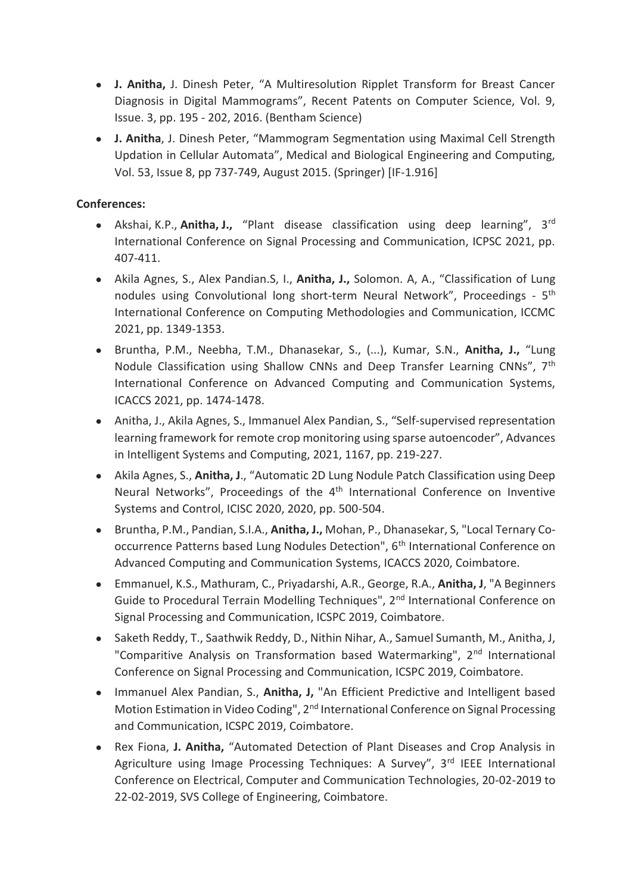- **J. Anitha,** J. Dinesh Peter, "A Multiresolution Ripplet Transform for Breast Cancer Diagnosis in Digital Mammograms", Recent Patents on Computer Science, Vol. 9, Issue. 3, pp. 195 - 202, 2016. (Bentham Science)
- **J. Anitha**, J. Dinesh Peter, "Mammogram Segmentation using Maximal Cell Strength Updation in Cellular Automata", Medical and Biological Engineering and Computing, Vol. 53, Issue 8, pp 737-749, August 2015. (Springer) [IF-1.916]

**Conferences:**

- Akshai, K.P., **Anitha, J.,** "Plant disease classification using deep learning", 3rd International Conference on Signal Processing and Communication, ICPSC 2021, pp. 407-411.
- Akila Agnes, S., Alex Pandian.S, I., **Anitha, J.,** Solomon. A, A., "Classification of Lung nodules using Convolutional long short-term Neural Network", Proceedings - 5th International Conference on Computing Methodologies and Communication, ICCMC 2021, pp. 1349-1353.
- Bruntha, P.M., Neebha, T.M., Dhanasekar, S., (...), Kumar, S.N., **Anitha, J.,** "Lung Nodule Classification using Shallow CNNs and Deep Transfer Learning CNNs", 7th International Conference on Advanced Computing and Communication Systems, ICACCS 2021, pp. 1474-1478.
- Anitha, J., Akila Agnes, S., Immanuel Alex Pandian, S., "Self-supervised representation learning framework for remote crop monitoring using sparse autoencoder", Advances in Intelligent Systems and Computing, 2021, 1167, pp. 219-227.
- Akila Agnes, S., **Anitha, J**., "Automatic 2D Lung Nodule Patch Classification using Deep Neural Networks", Proceedings of the 4th International Conference on Inventive Systems and Control, ICISC 2020, 2020, pp. 500-504.
- Bruntha, P.M., Pandian, S.I.A., **Anitha, J.,** Mohan, P., Dhanasekar, S, "Local Ternary Co-occurrence Patterns based Lung Nodules Detection", 6th International Conference on Advanced Computing and Communication Systems, ICACCS 2020, Coimbatore.
- Emmanuel, K.S., Mathuram, C., Priyadarshi, A.R., George, R.A., **Anitha, J**, "A Beginners Guide to Procedural Terrain Modelling Techniques", 2nd International Conference on Signal Processing and Communication, ICSPC 2019, Coimbatore.
- Saketh Reddy, T., Saathwik Reddy, D., Nithin Nihar, A., Samuel Sumanth, M., Anitha, J, "Comparitive Analysis on Transformation based Watermarking", 2nd International Conference on Signal Processing and Communication, ICSPC 2019, Coimbatore.
- Immanuel Alex Pandian, S., **Anitha, J,** "An Efficient Predictive and Intelligent based Motion Estimation in Video Coding", 2nd International Conference on Signal Processing and Communication, ICSPC 2019, Coimbatore.
- Rex Fiona, **J. Anitha,** "Automated Detection of Plant Diseases and Crop Analysis in Agriculture using Image Processing Techniques: A Survey", 3rd IEEE International Conference on Electrical, Computer and Communication Technologies, 20-02-2019 to 22-02-2019, SVS College of Engineering, Coimbatore.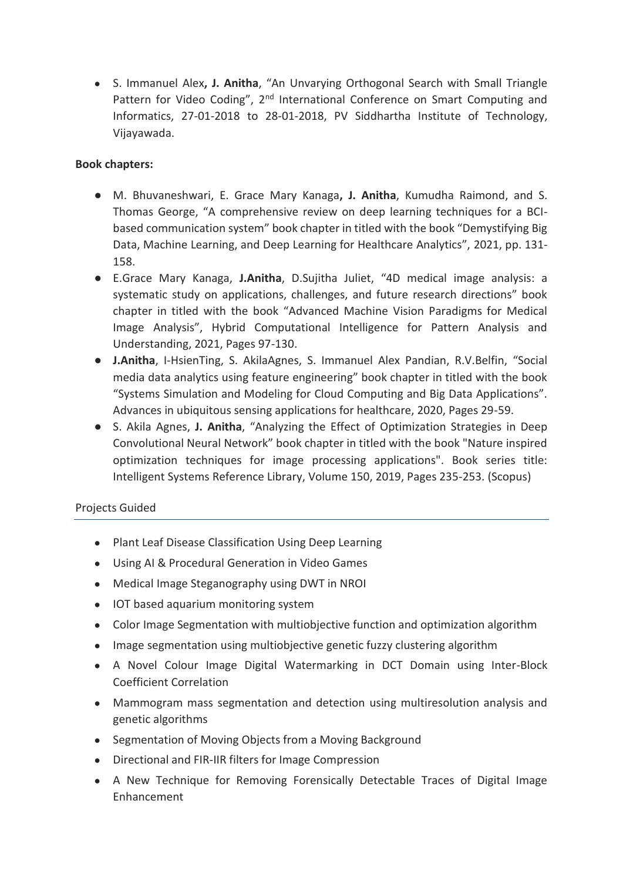- S. Immanuel Alex**, J. Anitha**, "An Unvarying Orthogonal Search with Small Triangle Pattern for Video Coding", 2nd International Conference on Smart Computing and Informatics, 27-01-2018 to 28-01-2018, PV Siddhartha Institute of Technology, Vijayawada.

**Book chapters:**

- M. Bhuvaneshwari, E. Grace Mary Kanaga**, J. Anitha**, Kumudha Raimond, and S. Thomas George, "A comprehensive review on deep learning techniques for a BCI-based communication system" book chapter in titled with the book "Demystifying Big Data, Machine Learning, and Deep Learning for Healthcare Analytics", 2021, pp. 131-158.
- E.Grace Mary Kanaga, **J.Anitha**, D.Sujitha Juliet, "4D medical image analysis: a systematic study on applications, challenges, and future research directions" book chapter in titled with the book "Advanced Machine Vision Paradigms for Medical Image Analysis", Hybrid Computational Intelligence for Pattern Analysis and Understanding, 2021, Pages 97-130.
- **J.Anitha**, I-HsienTing, S. AkilaAgnes, S. Immanuel Alex Pandian, R.V.Belfin, "Social media data analytics using feature engineering" book chapter in titled with the book "Systems Simulation and Modeling for Cloud Computing and Big Data Applications". Advances in ubiquitous sensing applications for healthcare, 2020, Pages 29-59.
- S. Akila Agnes, **J. Anitha**, "Analyzing the Effect of Optimization Strategies in Deep Convolutional Neural Network" book chapter in titled with the book "Nature inspired optimization techniques for image processing applications". Book series title: Intelligent Systems Reference Library, Volume 150, 2019, Pages 235-253. (Scopus)

## Projects Guided

- Plant Leaf Disease Classification Using Deep Learning
- Using AI & Procedural Generation in Video Games
- Medical Image Steganography using DWT in NROI
- IOT based aquarium monitoring system
- Color Image Segmentation with multiobjective function and optimization algorithm
- Image segmentation using multiobjective genetic fuzzy clustering algorithm
- A Novel Colour Image Digital Watermarking in DCT Domain using Inter-Block Coefficient Correlation
- Mammogram mass segmentation and detection using multiresolution analysis and genetic algorithms
- Segmentation of Moving Objects from a Moving Background
- Directional and FIR-IIR filters for Image Compression
- A New Technique for Removing Forensically Detectable Traces of Digital Image Enhancement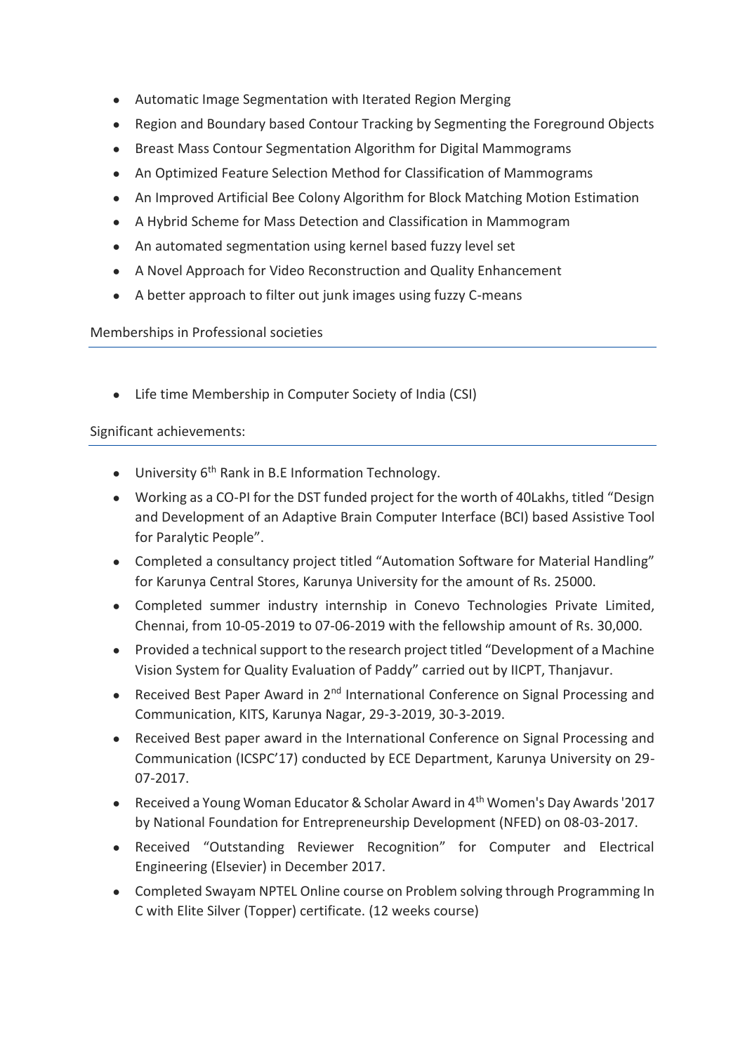- Automatic Image Segmentation with Iterated Region Merging
- Region and Boundary based Contour Tracking by Segmenting the Foreground Objects
- Breast Mass Contour Segmentation Algorithm for Digital Mammograms
- An Optimized Feature Selection Method for Classification of Mammograms
- An Improved Artificial Bee Colony Algorithm for Block Matching Motion Estimation
- A Hybrid Scheme for Mass Detection and Classification in Mammogram
- An automated segmentation using kernel based fuzzy level set
- A Novel Approach for Video Reconstruction and Quality Enhancement
- A better approach to filter out junk images using fuzzy C-means

## Memberships in Professional societies

- Life time Membership in Computer Society of India (CSI)

## Significant achievements:

- University 6th Rank in B.E Information Technology.
- Working as a CO-PI for the DST funded project for the worth of 40Lakhs, titled "Design and Development of an Adaptive Brain Computer Interface (BCI) based Assistive Tool for Paralytic People".
- Completed a consultancy project titled "Automation Software for Material Handling" for Karunya Central Stores, Karunya University for the amount of Rs. 25000.
- Completed summer industry internship in Conevo Technologies Private Limited, Chennai, from 10-05-2019 to 07-06-2019 with the fellowship amount of Rs. 30,000.
- Provided a technical support to the research project titled "Development of a Machine Vision System for Quality Evaluation of Paddy" carried out by IICPT, Thanjavur.
- Received Best Paper Award in 2nd International Conference on Signal Processing and Communication, KITS, Karunya Nagar, 29-3-2019, 30-3-2019.
- Received Best paper award in the International Conference on Signal Processing and Communication (ICSPC'17) conducted by ECE Department, Karunya University on 29-07-2017.
- Received a Young Woman Educator & Scholar Award in 4th Women's Day Awards '2017 by National Foundation for Entrepreneurship Development (NFED) on 08-03-2017.
- Received "Outstanding Reviewer Recognition" for Computer and Electrical Engineering (Elsevier) in December 2017.
- Completed Swayam NPTEL Online course on Problem solving through Programming In C with Elite Silver (Topper) certificate. (12 weeks course)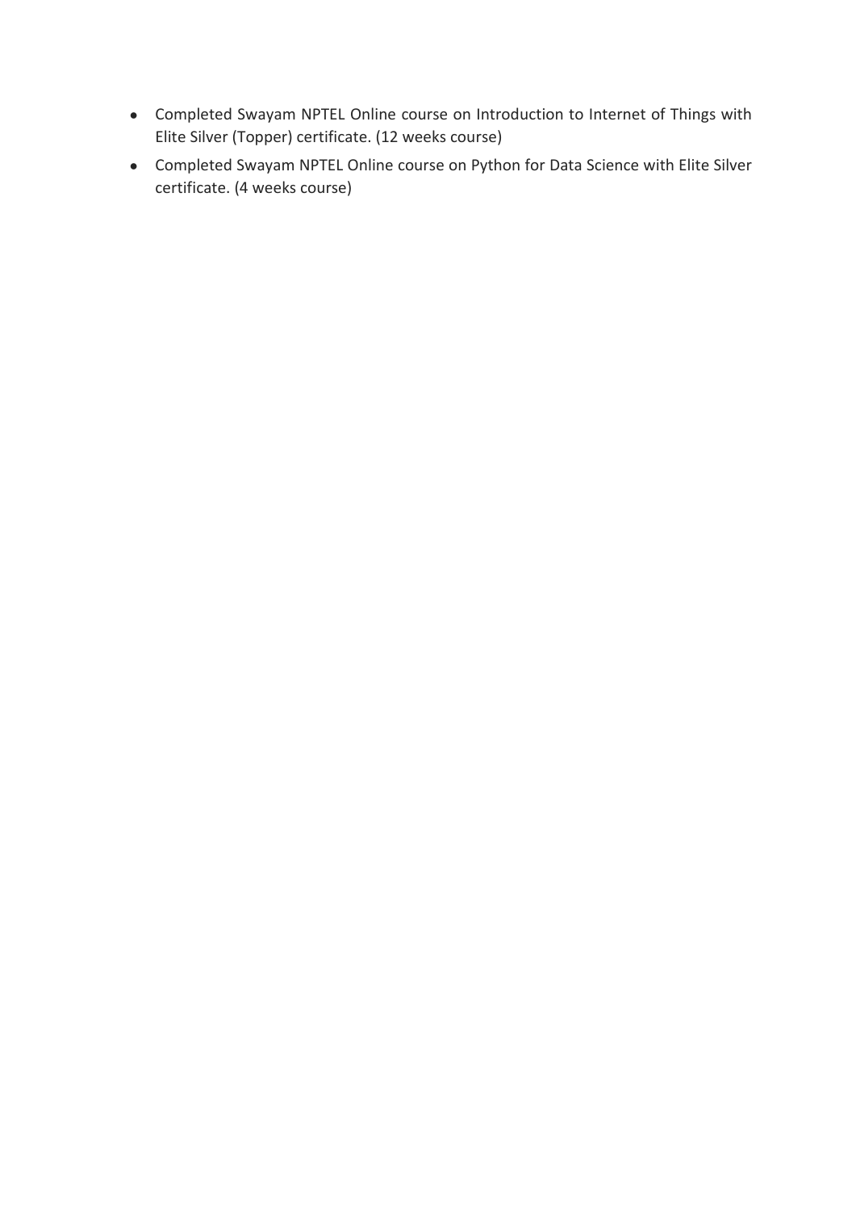- Completed Swayam NPTEL Online course on Introduction to Internet of Things with Elite Silver (Topper) certificate. (12 weeks course)
- Completed Swayam NPTEL Online course on Python for Data Science with Elite Silver certificate. (4 weeks course)